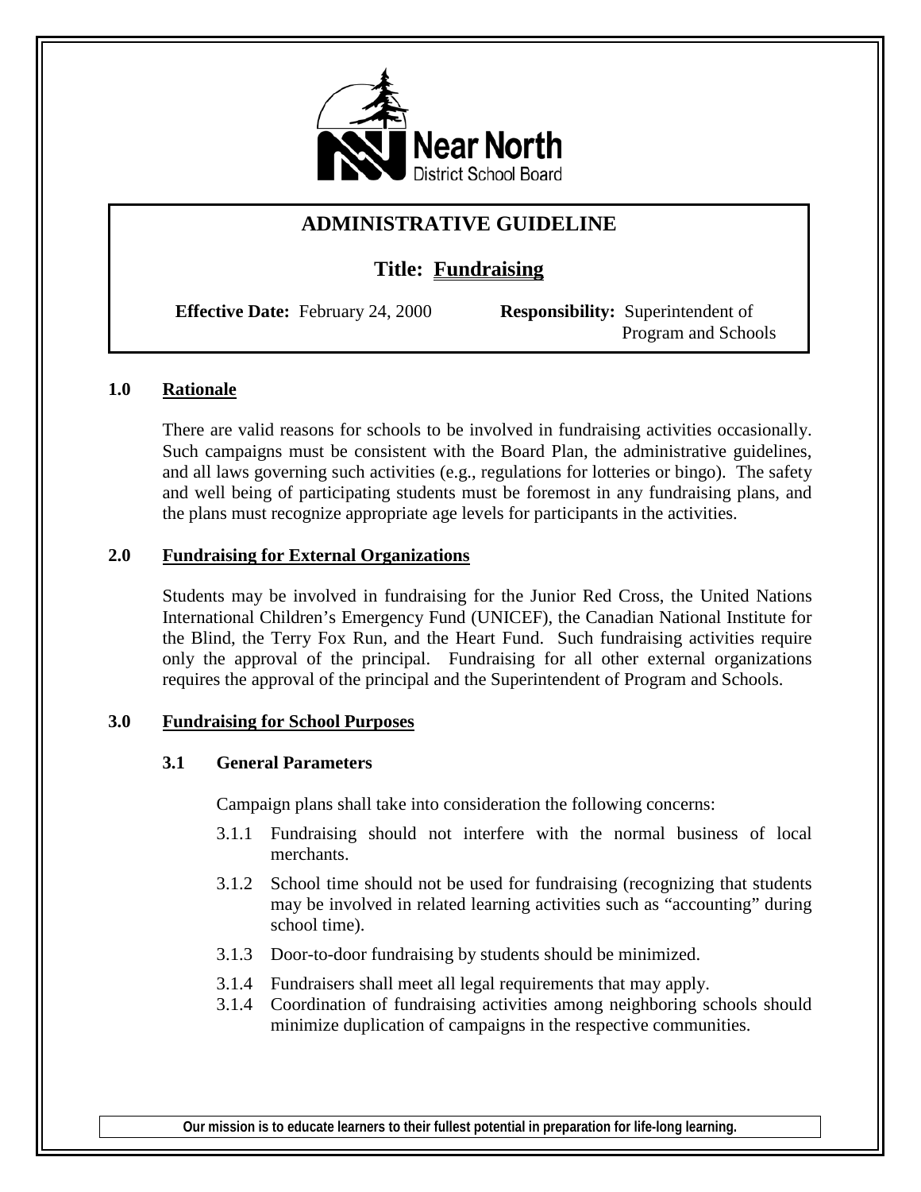Near North District School Board

# ADMINISTRATIVE GUIDELINE

## Title: Fundraising

**Effective Date:** February 24, 2000 **Responsibility:** Superintendent of Program and Schools

### 1.0 Rationale

There are valid reasons for schools to be involved in fundraising activities occasionally. Such campaigns must be consistent with the Board Plan, the administrative guidelines, and all laws governing such activities (e.g., regulations for lotteries or bingo). The safety and well being of participating students must be foremost in any fundraising plans, and the plans must recognize appropriate age levels for participants in the activities.

### 2.0 Fundraising for External Organizations

Students may be involved in fundraising for the Junior Red Cross, the United Nations International Children's Emergency Fund (UNICEF), the Canadian National Institute for the Blind, the Terry Fox Run, and the Heart Fund. Such fundraising activities require only the approval of the principal. Fundraising for all other external organizations requires the approval of the principal and the Superintendent of Program and Schools.

### 3.0 Fundraising for School Purposes

#### 3.1 General Parameters

Campaign plans shall take into consideration the following concerns:

3.1.1 Fundraising should not interfere with the normal business of local merchants.

3.1.2 School time should not be used for fundraising (recognizing that students may be involved in related learning activities such as "accounting" during school time).

3.1.3 Door-to-door fundraising by students should be minimized.

3.1.4 Fundraisers shall meet all legal requirements that may apply.

3.1.4 Coordination of fundraising activities among neighboring schools should minimize duplication of campaigns in the respective communities.

**Our mission is to educate learners to their fullest potential in preparation for life-long learning.**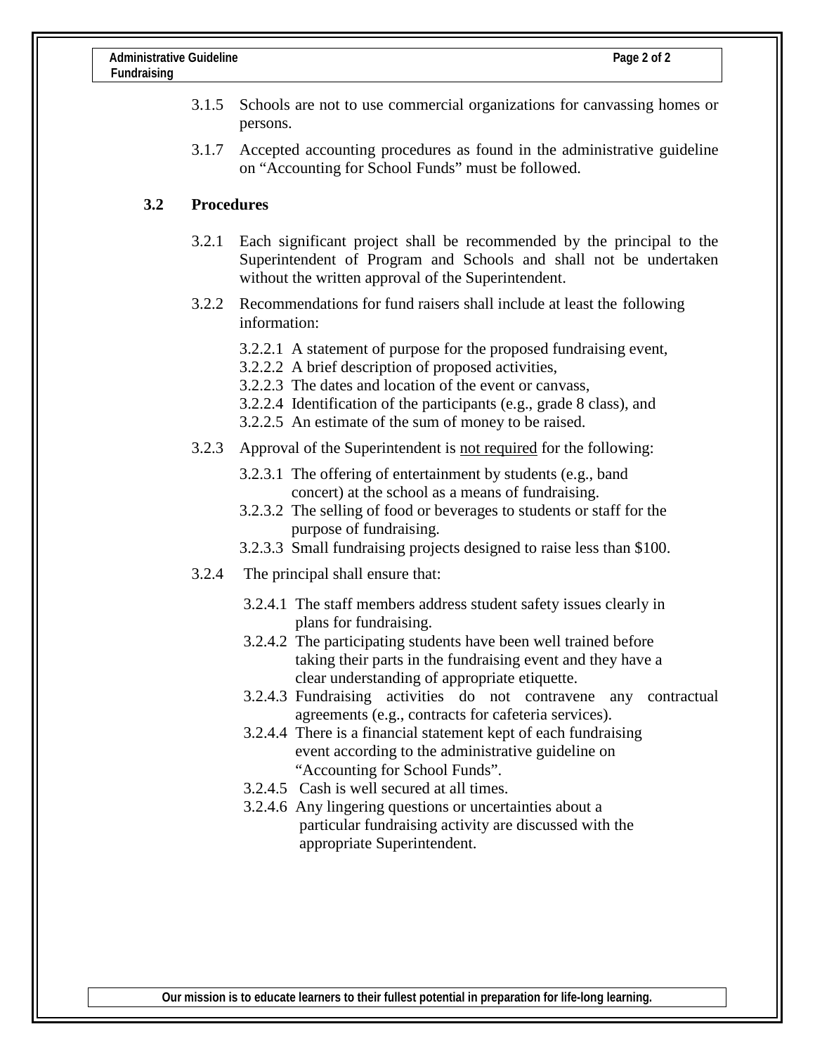3.1.5 Schools are not to use commercial organizations for canvassing homes or persons.

3.1.7 Accepted accounting procedures as found in the administrative guideline on "Accounting for School Funds" must be followed.

### 3.2 Procedures

3.2.1 Each significant project shall be recommended by the principal to the Superintendent of Program and Schools and shall not be undertaken without the written approval of the Superintendent.

3.2.2 Recommendations for fund raisers shall include at least the following information:

- 3.2.2.1 A statement of purpose for the proposed fundraising event,
- 3.2.2.2 A brief description of proposed activities,
- 3.2.2.3 The dates and location of the event or canvass,
- 3.2.2.4 Identification of the participants (e.g., grade 8 class), and
- 3.2.2.5 An estimate of the sum of money to be raised.

3.2.3 Approval of the Superintendent is <u>not required</u> for the following:

- 3.2.3.1 The offering of entertainment by students (e.g., band concert) at the school as a means of fundraising.
- 3.2.3.2 The selling of food or beverages to students or staff for the purpose of fundraising.
- 3.2.3.3 Small fundraising projects designed to raise less than $100.

3.2.4 The principal shall ensure that:

- 3.2.4.1 The staff members address student safety issues clearly in plans for fundraising.
- 3.2.4.2 The participating students have been well trained before taking their parts in the fundraising event and they have a clear understanding of appropriate etiquette.
- 3.2.4.3 Fundraising activities do not contravene any contractual agreements (e.g., contracts for cafeteria services).
- 3.2.4.4 There is a financial statement kept of each fundraising event according to the administrative guideline on "Accounting for School Funds".
- 3.2.4.5 Cash is well secured at all times.
- 3.2.4.6 Any lingering questions or uncertainties about a particular fundraising activity are discussed with the appropriate Superintendent.